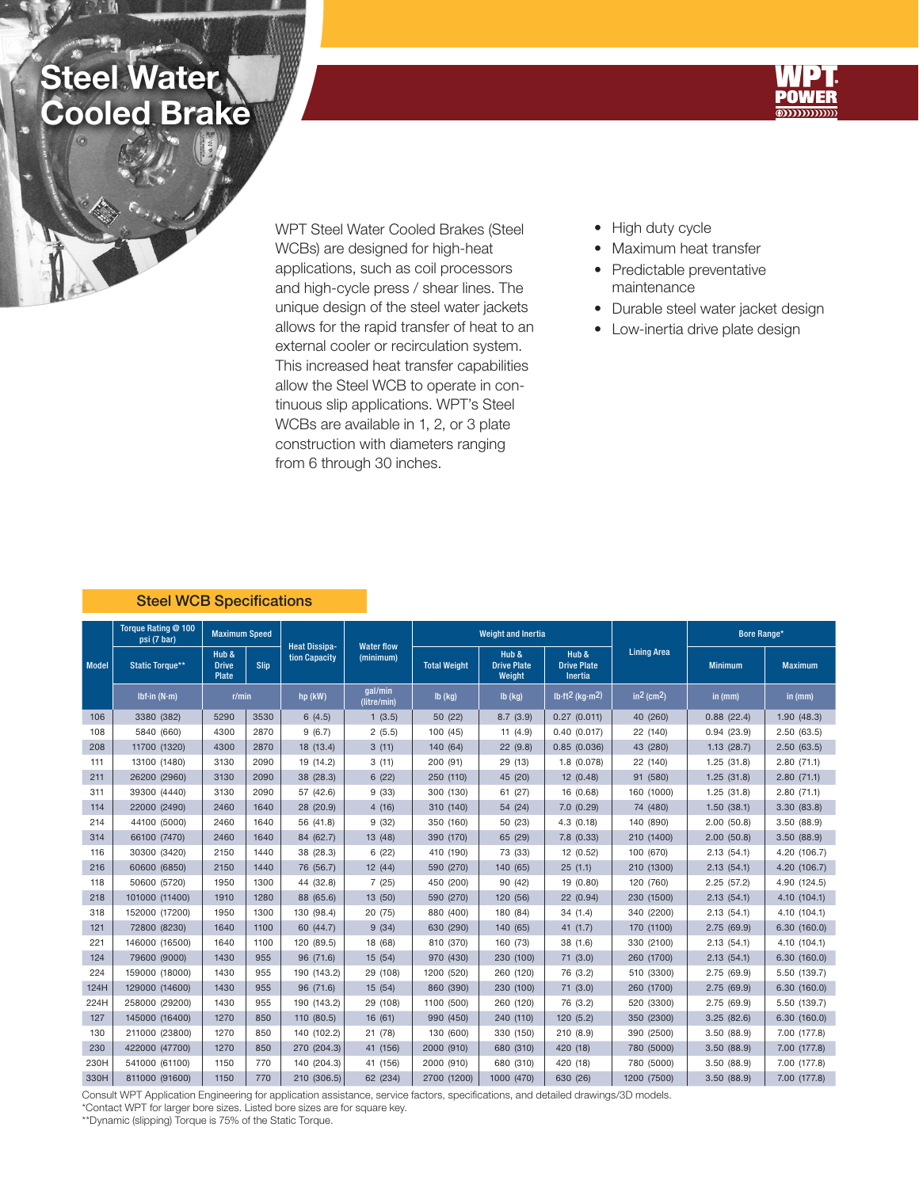# Steel Water Cooled Brake

WPT Steel Water Cooled Brakes (Steel WCBs) are designed for high-heat applications, such as coil processors and high-cycle press / shear lines. The unique design of the steel water jackets allows for the rapid transfer of heat to an external cooler or recirculation system. This increased heat transfer capabilities allow the Steel WCB to operate in continuous slip applications. WPT's Steel WCBs are available in 1, 2, or 3 plate construction with diameters ranging from 6 through 30 inches.

- High duty cycle
- Maximum heat transfer
- Predictable preventative maintenance
- Durable steel water jacket design
- Low-inertia drive plate design

## Steel WCB Specifications

| Model | Torque Rating @ 100 psi (7 bar) | Maximum Speed | | Heat Dissipation Capacity | Water flow (minimum) | Weight and Inertia | | | Lining Area | Bore Range* | |
|---|---|---|---|---|---|---|---|---|---|---|---|
| | Static Torque** | Hub & Drive Plate | Slip | | | Total Weight | Hub & Drive Plate Weight | Hub & Drive Plate Inertia | | Minimum | Maximum |
| | lbf·in (N·m) | r/min | | hp (kW) | gal/min (litre/min) | lb (kg) | lb (kg) | lb·ft$^2$ (kg·m$^2$) | in$^2$ (cm$^2$) | in (mm) | in (mm) |
| 106 | 3380 (382) | 5290 | 3530 | 6 (4.5) | 1 (3.5) | 50 (22) | 8.7 (3.9) | 0.27 (0.011) | 40 (260) | 0.88 (22.4) | 1.90 (48.3) |
| 108 | 5840 (660) | 4300 | 2870 | 9 (6.7) | 2 (5.5) | 100 (45) | 11 (4.9) | 0.40 (0.017) | 22 (140) | 0.94 (23.9) | 2.50 (63.5) |
| 208 | 11700 (1320) | 4300 | 2870 | 18 (13.4) | 3 (11) | 140 (64) | 22 (9.8) | 0.85 (0.036) | 43 (280) | 1.13 (28.7) | 2.50 (63.5) |
| 111 | 13100 (1480) | 3130 | 2090 | 19 (14.2) | 3 (11) | 200 (91) | 29 (13) | 1.8 (0.078) | 22 (140) | 1.25 (31.8) | 2.80 (71.1) |
| 211 | 26200 (2960) | 3130 | 2090 | 38 (28.3) | 6 (22) | 250 (110) | 45 (20) | 12 (0.48) | 91 (580) | 1.25 (31.8) | 2.80 (71.1) |
| 311 | 39300 (4440) | 3130 | 2090 | 57 (42.6) | 9 (33) | 300 (130) | 61 (27) | 16 (0.68) | 160 (1000) | 1.25 (31.8) | 2.80 (71.1) |
| 114 | 22000 (2490) | 2460 | 1640 | 28 (20.9) | 4 (16) | 310 (140) | 54 (24) | 7.0 (0.29) | 74 (480) | 1.50 (38.1) | 3.30 (83.8) |
| 214 | 44100 (5000) | 2460 | 1640 | 56 (41.8) | 9 (32) | 350 (160) | 50 (23) | 4.3 (0.18) | 140 (890) | 2.00 (50.8) | 3.50 (88.9) |
| 314 | 66100 (7470) | 2460 | 1640 | 84 (62.7) | 13 (48) | 390 (170) | 65 (29) | 7.8 (0.33) | 210 (1400) | 2.00 (50.8) | 3.50 (88.9) |
| 116 | 30300 (3420) | 2150 | 1440 | 38 (28.3) | 6 (22) | 410 (190) | 73 (33) | 12 (0.52) | 100 (670) | 2.13 (54.1) | 4.20 (106.7) |
| 216 | 60600 (6850) | 2150 | 1440 | 76 (56.7) | 12 (44) | 590 (270) | 140 (65) | 25 (1.1) | 210 (1300) | 2.13 (54.1) | 4.20 (106.7) |
| 118 | 50600 (5720) | 1950 | 1300 | 44 (32.8) | 7 (25) | 450 (200) | 90 (42) | 19 (0.80) | 120 (760) | 2.25 (57.2) | 4.90 (124.5) |
| 218 | 101000 (11400) | 1910 | 1280 | 88 (65.6) | 13 (50) | 590 (270) | 120 (56) | 22 (0.94) | 230 (1500) | 2.13 (54.1) | 4.10 (104.1) |
| 318 | 152000 (17200) | 1950 | 1300 | 130 (98.4) | 20 (75) | 880 (400) | 180 (84) | 34 (1.4) | 340 (2200) | 2.13 (54.1) | 4.10 (104.1) |
| 121 | 72800 (8230) | 1640 | 1100 | 60 (44.7) | 9 (34) | 630 (290) | 140 (65) | 41 (1.7) | 170 (1100) | 2.75 (69.9) | 6.30 (160.0) |
| 221 | 146000 (16500) | 1640 | 1100 | 120 (89.5) | 18 (68) | 810 (370) | 160 (73) | 38 (1.6) | 330 (2100) | 2.13 (54.1) | 4.10 (104.1) |
| 124 | 79600 (9000) | 1430 | 955 | 96 (71.6) | 15 (54) | 970 (430) | 230 (100) | 71 (3.0) | 260 (1700) | 2.13 (54.1) | 6.30 (160.0) |
| 224 | 159000 (18000) | 1430 | 955 | 190 (143.2) | 29 (108) | 1200 (520) | 260 (120) | 76 (3.2) | 510 (3300) | 2.75 (69.9) | 5.50 (139.7) |
| 124H | 129000 (14600) | 1430 | 955 | 96 (71.6) | 15 (54) | 860 (390) | 230 (100) | 71 (3.0) | 260 (1700) | 2.75 (69.9) | 6.30 (160.0) |
| 224H | 258000 (29200) | 1430 | 955 | 190 (143.2) | 29 (108) | 1100 (500) | 260 (120) | 76 (3.2) | 520 (3300) | 2.75 (69.9) | 5.50 (139.7) |
| 127 | 145000 (16400) | 1270 | 850 | 110 (80.5) | 16 (61) | 990 (450) | 240 (110) | 120 (5.2) | 350 (2300) | 3.25 (82.6) | 6.30 (160.0) |
| 130 | 211000 (23800) | 1270 | 850 | 140 (102.2) | 21 (78) | 130 (600) | 330 (150) | 210 (8.9) | 390 (2500) | 3.50 (88.9) | 7.00 (177.8) |
| 230 | 422000 (47700) | 1270 | 850 | 270 (204.3) | 41 (156) | 2000 (910) | 680 (310) | 420 (18) | 780 (5000) | 3.50 (88.9) | 7.00 (177.8) |
| 230H | 541000 (61100) | 1150 | 770 | 140 (204.3) | 41 (156) | 2000 (910) | 680 (310) | 420 (18) | 780 (5000) | 3.50 (88.9) | 7.00 (177.8) |
| 330H | 811000 (91600) | 1150 | 770 | 210 (306.5) | 62 (234) | 2700 (1200) | 1000 (470) | 630 (26) | 1200 (7500) | 3.50 (88.9) | 7.00 (177.8) |

Consult WPT Application Engineering for application assistance, service factors, specifications, and detailed drawings/3D models.
*Contact WPT for larger bore sizes. Listed bore sizes are for square key.
**Dynamic (slipping) Torque is 75% of the Static Torque.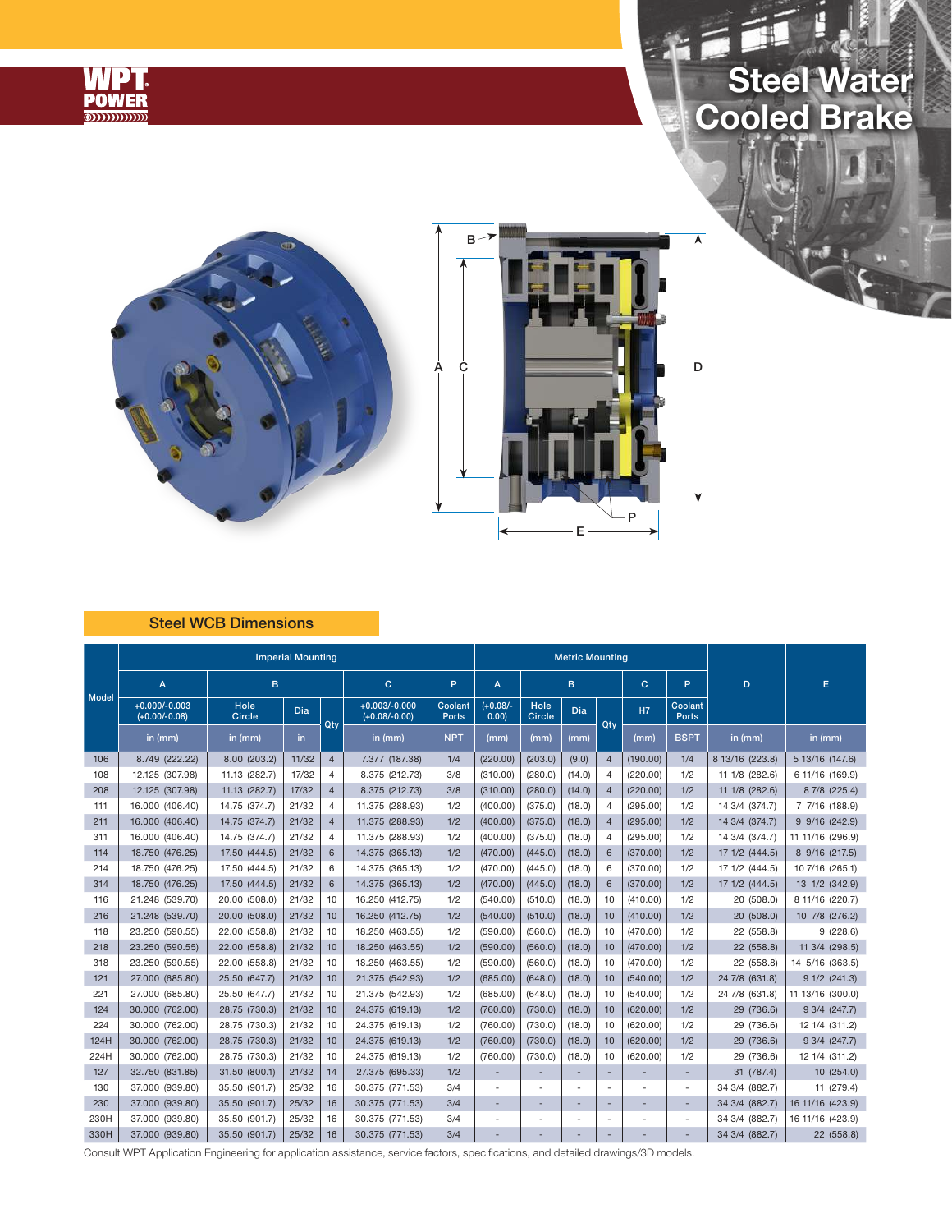# Steel Water Cooled Brake

B

A C D

P

E

## Steel WCB Dimensions

| Model | Imperial Mounting | | | | | | Metric Mounting | | | | | | D | E |
|---|---|---|---|---|---|---|---|---|---|---|---|---|---|---|
| | A | B | | | C | P | A | B | | | C | P | | |
| | +0.000/-0.003 (+0.00/-0.08) | Hole Circle | Dia | Qty | +0.003/-0.000 (+0.08/-0.00) | Coolant Ports | (+0.08/-0.00) | Hole Circle | Dia | Qty | H7 | Coolant Ports | | |
| | in (mm) | in (mm) | in | | in (mm) | NPT | (mm) | (mm) | (mm) | | (mm) | BSPT | in (mm) | in (mm) |
| 106 | 8.749 (222.22) | 8.00 (203.2) | 11/32 | 4 | 7.377 (187.38) | 1/4 | (220.00) | (203.0) | (9.0) | 4 | (190.00) | 1/4 | 8 13/16 (223.8) | 5 13/16 (147.6) |
| 108 | 12.125 (307.98) | 11.13 (282.7) | 17/32 | 4 | 8.375 (212.73) | 3/8 | (310.00) | (280.0) | (14.0) | 4 | (220.00) | 1/2 | 11 1/8 (282.6) | 6 11/16 (169.9) |
| 208 | 12.125 (307.98) | 11.13 (282.7) | 17/32 | 4 | 8.375 (212.73) | 3/8 | (310.00) | (280.0) | (14.0) | 4 | (220.00) | 1/2 | 11 1/8 (282.6) | 8 7/8 (225.4) |
| 111 | 16.000 (406.40) | 14.75 (374.7) | 21/32 | 4 | 11.375 (288.93) | 1/2 | (400.00) | (375.0) | (18.0) | 4 | (295.00) | 1/2 | 14 3/4 (374.7) | 7 7/16 (188.9) |
| 211 | 16.000 (406.40) | 14.75 (374.7) | 21/32 | 4 | 11.375 (288.93) | 1/2 | (400.00) | (375.0) | (18.0) | 4 | (295.00) | 1/2 | 14 3/4 (374.7) | 9 9/16 (242.9) |
| 311 | 16.000 (406.40) | 14.75 (374.7) | 21/32 | 4 | 11.375 (288.93) | 1/2 | (400.00) | (375.0) | (18.0) | 4 | (295.00) | 1/2 | 14 3/4 (374.7) | 11 11/16 (296.9) |
| 114 | 18.750 (476.25) | 17.50 (444.5) | 21/32 | 6 | 14.375 (365.13) | 1/2 | (470.00) | (445.0) | (18.0) | 6 | (370.00) | 1/2 | 17 1/2 (444.5) | 8 9/16 (217.5) |
| 214 | 18.750 (476.25) | 17.50 (444.5) | 21/32 | 6 | 14.375 (365.13) | 1/2 | (470.00) | (445.0) | (18.0) | 6 | (370.00) | 1/2 | 17 1/2 (444.5) | 10 7/16 (265.1) |
| 314 | 18.750 (476.25) | 17.50 (444.5) | 21/32 | 6 | 14.375 (365.13) | 1/2 | (470.00) | (445.0) | (18.0) | 6 | (370.00) | 1/2 | 17 1/2 (444.5) | 13 1/2 (342.9) |
| 116 | 21.248 (539.70) | 20.00 (508.0) | 21/32 | 10 | 16.250 (412.75) | 1/2 | (540.00) | (510.0) | (18.0) | 10 | (410.00) | 1/2 | 20 (508.0) | 8 11/16 (220.7) |
| 216 | 21.248 (539.70) | 20.00 (508.0) | 21/32 | 10 | 16.250 (412.75) | 1/2 | (540.00) | (510.0) | (18.0) | 10 | (410.00) | 1/2 | 20 (508.0) | 10 7/8 (276.2) |
| 118 | 23.250 (590.55) | 22.00 (558.8) | 21/32 | 10 | 18.250 (463.55) | 1/2 | (590.00) | (560.0) | (18.0) | 10 | (470.00) | 1/2 | 22 (558.8) | 9 (228.6) |
| 218 | 23.250 (590.55) | 22.00 (558.8) | 21/32 | 10 | 18.250 (463.55) | 1/2 | (590.00) | (560.0) | (18.0) | 10 | (470.00) | 1/2 | 22 (558.8) | 11 3/4 (298.5) |
| 318 | 23.250 (590.55) | 22.00 (558.8) | 21/32 | 10 | 18.250 (463.55) | 1/2 | (590.00) | (560.0) | (18.0) | 10 | (470.00) | 1/2 | 22 (558.8) | 14 5/16 (363.5) |
| 121 | 27.000 (685.80) | 25.50 (647.7) | 21/32 | 10 | 21.375 (542.93) | 1/2 | (685.00) | (648.0) | (18.0) | 10 | (540.00) | 1/2 | 24 7/8 (631.8) | 9 1/2 (241.3) |
| 221 | 27.000 (685.80) | 25.50 (647.7) | 21/32 | 10 | 21.375 (542.93) | 1/2 | (685.00) | (648.0) | (18.0) | 10 | (540.00) | 1/2 | 24 7/8 (631.8) | 11 13/16 (300.0) |
| 124 | 30.000 (762.00) | 28.75 (730.3) | 21/32 | 10 | 24.375 (619.13) | 1/2 | (760.00) | (730.0) | (18.0) | 10 | (620.00) | 1/2 | 29 (736.6) | 9 3/4 (247.7) |
| 224 | 30.000 (762.00) | 28.75 (730.3) | 21/32 | 10 | 24.375 (619.13) | 1/2 | (760.00) | (730.0) | (18.0) | 10 | (620.00) | 1/2 | 29 (736.6) | 12 1/4 (311.2) |
| 124H | 30.000 (762.00) | 28.75 (730.3) | 21/32 | 10 | 24.375 (619.13) | 1/2 | (760.00) | (730.0) | (18.0) | 10 | (620.00) | 1/2 | 29 (736.6) | 9 3/4 (247.7) |
| 224H | 30.000 (762.00) | 28.75 (730.3) | 21/32 | 10 | 24.375 (619.13) | 1/2 | (760.00) | (730.0) | (18.0) | 10 | (620.00) | 1/2 | 29 (736.6) | 12 1/4 (311.2) |
| 127 | 32.750 (831.85) | 31.50 (800.1) | 21/32 | 14 | 27.375 (695.33) | 1/2 | - | - | - | - | - | - | 31 (787.4) | 10 (254.0) |
| 130 | 37.000 (939.80) | 35.50 (901.7) | 25/32 | 16 | 30.375 (771.53) | 3/4 | - | - | - | - | - | - | 34 3/4 (882.7) | 11 (279.4) |
| 230 | 37.000 (939.80) | 35.50 (901.7) | 25/32 | 16 | 30.375 (771.53) | 3/4 | - | - | - | - | - | - | 34 3/4 (882.7) | 16 11/16 (423.9) |
| 230H | 37.000 (939.80) | 35.50 (901.7) | 25/32 | 16 | 30.375 (771.53) | 3/4 | - | - | - | - | - | - | 34 3/4 (882.7) | 16 11/16 (423.9) |
| 330H | 37.000 (939.80) | 35.50 (901.7) | 25/32 | 16 | 30.375 (771.53) | 3/4 | - | - | - | - | - | - | 34 3/4 (882.7) | 22 (558.8) |

Consult WPT Application Engineering for application assistance, service factors, specifications, and detailed drawings/3D models.